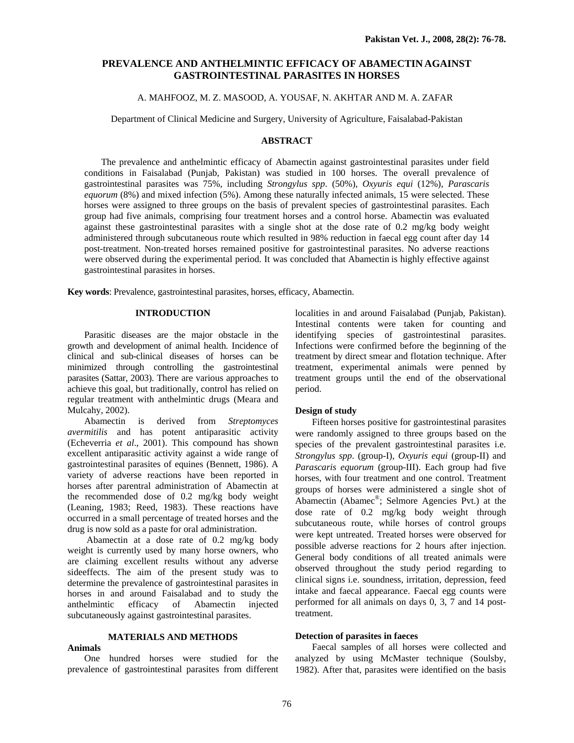# PREVALENCE AND ANTHELMINTIC EFFICACY OF ABAMECTIN AGAINST GASTROINTESTINAL PARASITES IN HORSES

A. MAHFOOZ, M. Z. MASOOD, A. YOUSAF, N. AKHTAR AND M. A. ZAFAR

Department of Clinical Medicine and Surgery, University of Agriculture, Faisalabad-Pakistan

## ABSTRACT

The prevalence and anthelmintic efficacy of Abamectin against gastrointestinal parasites under field conditions in Faisalabad (Punjab, Pakistan) was studied in 100 horses. The overall prevalence of gastrointestinal parasites was 75%, including *Strongylus spp*. (50%), *Oxyuris equi* (12%), *Parascaris equorum* (8%) and mixed infection (5%). Among these naturally infected animals, 15 were selected. These horses were assigned to three groups on the basis of prevalent species of gastrointestinal parasites. Each group had five animals, comprising four treatment horses and a control horse. Abamectin was evaluated against these gastrointestinal parasites with a single shot at the dose rate of 0.2 mg/kg body weight administered through subcutaneous route which resulted in 98% reduction in faecal egg count after day 14 post-treatment. Non-treated horses remained positive for gastrointestinal parasites. No adverse reactions were observed during the experimental period. It was concluded that Abamectin is highly effective against gastrointestinal parasites in horses.

**Key words**: Prevalence, gastrointestinal parasites, horses, efficacy, Abamectin.

## INTRODUCTION

Parasitic diseases are the major obstacle in the growth and development of animal health. Incidence of clinical and sub-clinical diseases of horses can be minimized through controlling the gastrointestinal parasites (Sattar, 2003). There are various approaches to achieve this goal, but traditionally, control has relied on regular treatment with anthelmintic drugs (Meara and Mulcahy, 2002).

Abamectin is derived from *Streptomyces avermitilis* and has potent antiparasitic activity (Echeverria *et al*., 2001). This compound has shown excellent antiparasitic activity against a wide range of gastrointestinal parasites of equines (Bennett, 1986). A variety of adverse reactions have been reported in horses after parentral administration of Abamectin at the recommended dose of 0.2 mg/kg body weight (Leaning, 1983; Reed, 1983). These reactions have occurred in a small percentage of treated horses and the drug is now sold as a paste for oral administration.

Abamectin at a dose rate of 0.2 mg/kg body weight is currently used by many horse owners, who are claiming excellent results without any adverse sideeffects. The aim of the present study was to determine the prevalence of gastrointestinal parasites in horses in and around Faisalabad and to study the anthelmintic efficacy of Abamectin injected subcutaneously against gastrointestinal parasites.

## MATERIALS AND METHODS

### Animals

One hundred horses were studied for the prevalence of gastrointestinal parasites from different localities in and around Faisalabad (Punjab, Pakistan). Intestinal contents were taken for counting and identifying species of gastrointestinal parasites. Infections were confirmed before the beginning of the treatment by direct smear and flotation technique. After treatment, experimental animals were penned by treatment groups until the end of the observational period.

### Design of study

Fifteen horses positive for gastrointestinal parasites were randomly assigned to three groups based on the species of the prevalent gastrointestinal parasites i.e. *Strongylus spp*. (group-I), *Oxyuris equi* (group-II) and *Parascaris equorum* (group-III). Each group had five horses, with four treatment and one control. Treatment groups of horses were administered a single shot of Abamectin (Abamec®; Selmore Agencies Pvt.) at the dose rate of 0.2 mg/kg body weight through subcutaneous route, while horses of control groups were kept untreated. Treated horses were observed for possible adverse reactions for 2 hours after injection. General body conditions of all treated animals were observed throughout the study period regarding to clinical signs i.e. soundness, irritation, depression, feed intake and faecal appearance. Faecal egg counts were performed for all animals on days 0, 3, 7 and 14 post-treatment.

### Detection of parasites in faeces

Faecal samples of all horses were collected and analyzed by using McMaster technique (Soulsby, 1982). After that, parasites were identified on the basis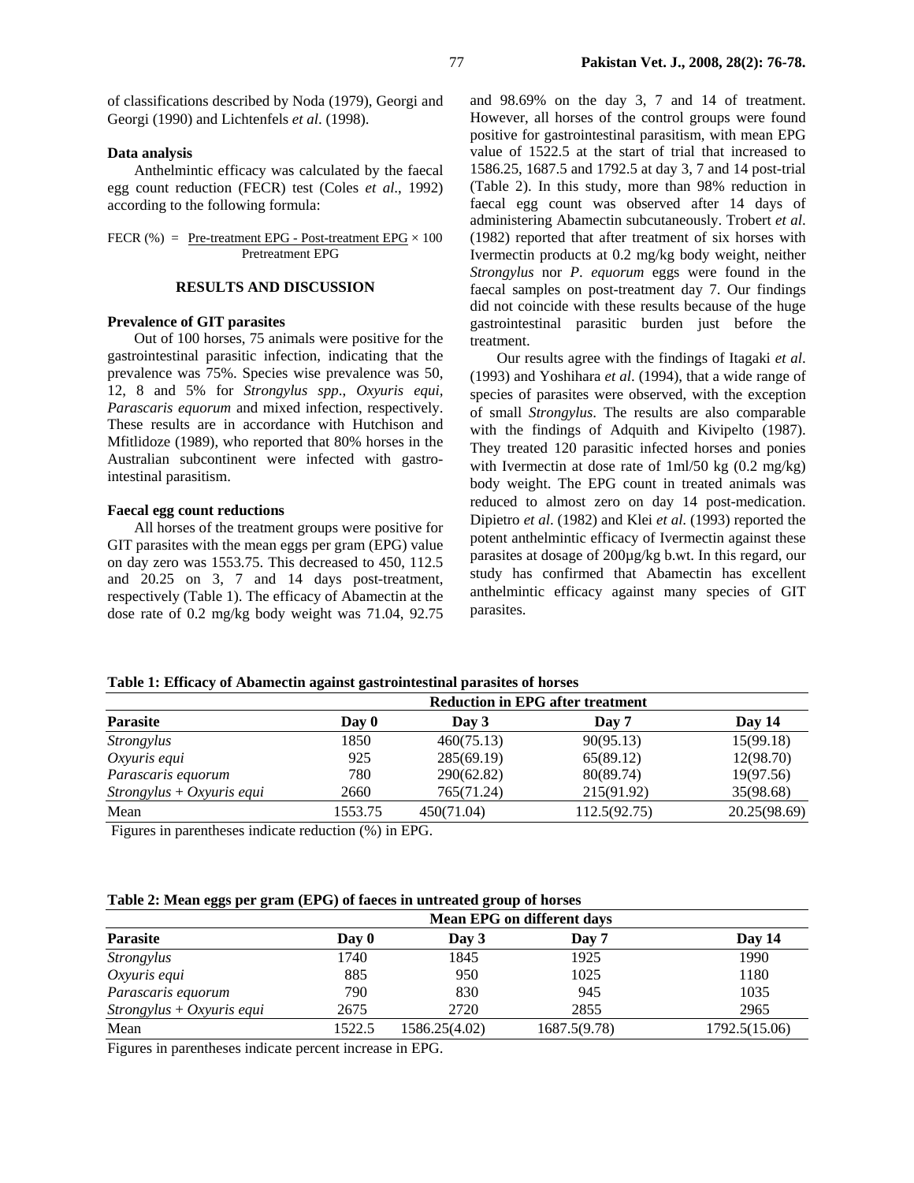of classifications described by Noda (1979), Georgi and Georgi (1990) and Lichtenfels *et al*. (1998).

### Data analysis

Anthelmintic efficacy was calculated by the faecal egg count reduction (FECR) test (Coles *et al*., 1992) according to the following formula:

$$\text{FECR (\%)} = \frac{\text{Pre-treatment EPG - Post-treatment EPG}}{\text{Pretreatment EPG}} \times 100$$

## RESULTS AND DISCUSSION

### Prevalence of GIT parasites

Out of 100 horses, 75 animals were positive for the gastrointestinal parasitic infection, indicating that the prevalence was 75%. Species wise prevalence was 50, 12, 8 and 5% for *Strongylus spp*., *Oxyuris equi*, *Parascaris equorum* and mixed infection, respectively. These results are in accordance with Hutchison and Mfitlidoze (1989), who reported that 80% horses in the Australian subcontinent were infected with gastro-intestinal parasitism.

### Faecal egg count reductions

All horses of the treatment groups were positive for GIT parasites with the mean eggs per gram (EPG) value on day zero was 1553.75. This decreased to 450, 112.5 and 20.25 on 3, 7 and 14 days post-treatment, respectively (Table 1). The efficacy of Abamectin at the dose rate of 0.2 mg/kg body weight was 71.04, 92.75 and 98.69% on the day 3, 7 and 14 of treatment. However, all horses of the control groups were found positive for gastrointestinal parasitism, with mean EPG value of 1522.5 at the start of trial that increased to 1586.25, 1687.5 and 1792.5 at day 3, 7 and 14 post-trial (Table 2). In this study, more than 98% reduction in faecal egg count was observed after 14 days of administering Abamectin subcutaneously. Trobert *et al*. (1982) reported that after treatment of six horses with Ivermectin products at 0.2 mg/kg body weight, neither *Strongylus* nor *P. equorum* eggs were found in the faecal samples on post-treatment day 7. Our findings did not coincide with these results because of the huge gastrointestinal parasitic burden just before the treatment.

Our results agree with the findings of Itagaki *et al*. (1993) and Yoshihara *et al*. (1994), that a wide range of species of parasites were observed, with the exception of small *Strongylus*. The results are also comparable with the findings of Adquith and Kivipelto (1987). They treated 120 parasitic infected horses and ponies with Ivermectin at dose rate of 1ml/50 kg (0.2 mg/kg) body weight. The EPG count in treated animals was reduced to almost zero on day 14 post-medication. Dipietro *et al*. (1982) and Klei *et al*. (1993) reported the potent anthelmintic efficacy of Ivermectin against these parasites at dosage of 200μg/kg b.wt. In this regard, our study has confirmed that Abamectin has excellent anthelmintic efficacy against many species of GIT parasites.

**Table 1: Efficacy of Abamectin against gastrointestinal parasites of horses**

| | Reduction in EPG after treatment | | | |
|---|---|---|---|---|
| **Parasite** | **Day 0** | **Day 3** | **Day 7** | **Day 14** |
| *Strongylus* | 1850 | 460(75.13) | 90(95.13) | 15(99.18) |
| *Oxyuris equi* | 925 | 285(69.19) | 65(89.12) | 12(98.70) |
| *Parascaris equorum* | 780 | 290(62.82) | 80(89.74) | 19(97.56) |
| *Strongylus + Oxyuris equi* | 2660 | 765(71.24) | 215(91.92) | 35(98.68) |
| Mean | 1553.75 | 450(71.04) | 112.5(92.75) | 20.25(98.69) |

Figures in parentheses indicate reduction (%) in EPG.

**Table 2: Mean eggs per gram (EPG) of faeces in untreated group of horses**

| | Mean EPG on different days | | | |
|---|---|---|---|---|
| **Parasite** | **Day 0** | **Day 3** | **Day 7** | **Day 14** |
| *Strongylus* | 1740 | 1845 | 1925 | 1990 |
| *Oxyuris equi* | 885 | 950 | 1025 | 1180 |
| *Parascaris equorum* | 790 | 830 | 945 | 1035 |
| *Strongylus + Oxyuris equi* | 2675 | 2720 | 2855 | 2965 |
| Mean | 1522.5 | 1586.25(4.02) | 1687.5(9.78) | 1792.5(15.06) |

Figures in parentheses indicate percent increase in EPG.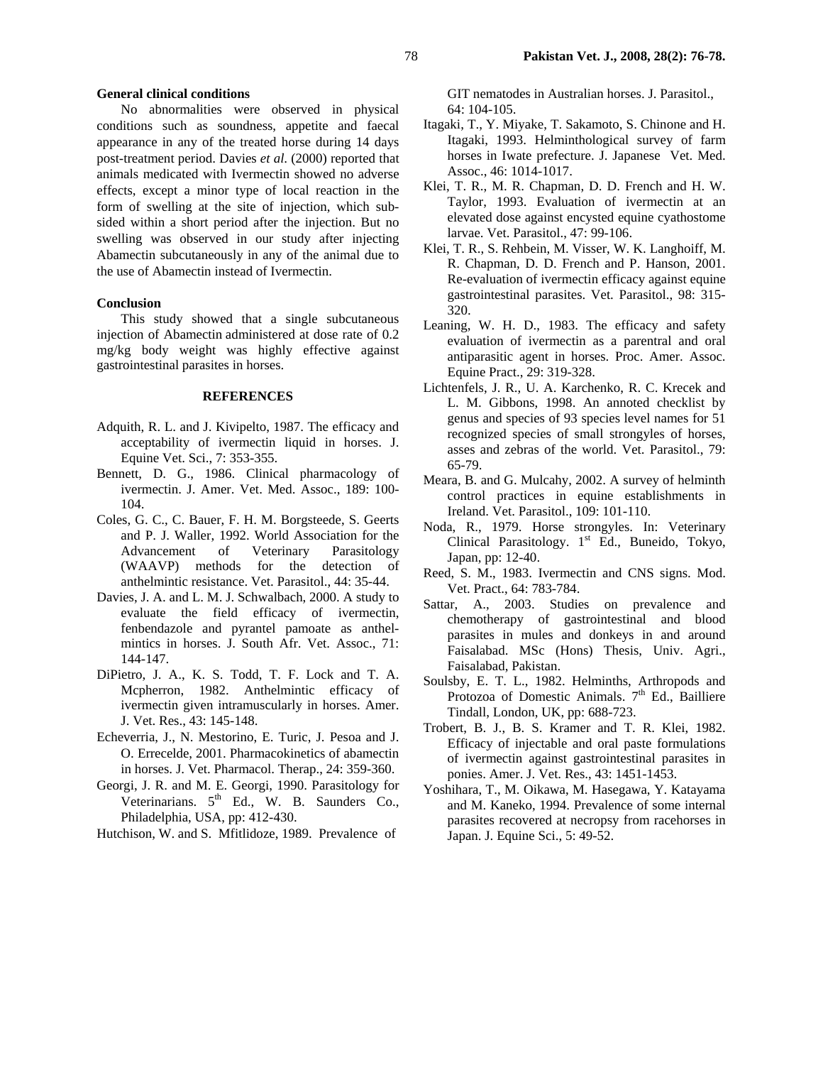### General clinical conditions

No abnormalities were observed in physical conditions such as soundness, appetite and faecal appearance in any of the treated horse during 14 days post-treatment period. Davies *et al.* (2000) reported that animals medicated with Ivermectin showed no adverse effects, except a minor type of local reaction in the form of swelling at the site of injection, which subsided within a short period after the injection. But no swelling was observed in our study after injecting Abamectin subcutaneously in any of the animal due to the use of Abamectin instead of Ivermectin.

### Conclusion

This study showed that a single subcutaneous injection of Abamectin administered at dose rate of 0.2 mg/kg body weight was highly effective against gastrointestinal parasites in horses.

## REFERENCES

Adquith, R. L. and J. Kivipelto, 1987. The efficacy and acceptability of ivermectin liquid in horses. J. Equine Vet. Sci., 7: 353-355.

Bennett, D. G., 1986. Clinical pharmacology of ivermectin. J. Amer. Vet. Med. Assoc., 189: 100-104.

Coles, G. C., C. Bauer, F. H. M. Borgsteede, S. Geerts and P. J. Waller, 1992. World Association for the Advancement of Veterinary Parasitology (WAAVP) methods for the detection of anthelmintic resistance. Vet. Parasitol., 44: 35-44.

Davies, J. A. and L. M. J. Schwalbach, 2000. A study to evaluate the field efficacy of ivermectin, fenbendazole and pyrantel pamoate as anthelmintics in horses. J. South Afr. Vet. Assoc., 71: 144-147.

DiPietro, J. A., K. S. Todd, T. F. Lock and T. A. Mcpherron, 1982. Anthelmintic efficacy of ivermectin given intramuscularly in horses. Amer. J. Vet. Res., 43: 145-148.

Echeverria, J., N. Mestorino, E. Turic, J. Pesoa and J. O. Errecelde, 2001. Pharmacokinetics of abamectin in horses. J. Vet. Pharmacol. Therap., 24: 359-360.

Georgi, J. R. and M. E. Georgi, 1990. Parasitology for Veterinarians. 5th Ed., W. B. Saunders Co., Philadelphia, USA, pp: 412-430.

Hutchison, W. and S. Mfitlidoze, 1989. Prevalence of GIT nematodes in Australian horses. J. Parasitol., 64: 104-105.

Itagaki, T., Y. Miyake, T. Sakamoto, S. Chinone and H. Itagaki, 1993. Helminthological survey of farm horses in Iwate prefecture. J. Japanese Vet. Med. Assoc., 46: 1014-1017.

Klei, T. R., M. R. Chapman, D. D. French and H. W. Taylor, 1993. Evaluation of ivermectin at an elevated dose against encysted equine cyathostome larvae. Vet. Parasitol., 47: 99-106.

Klei, T. R., S. Rehbein, M. Visser, W. K. Langhoiff, M. R. Chapman, D. D. French and P. Hanson, 2001. Re-evaluation of ivermectin efficacy against equine gastrointestinal parasites. Vet. Parasitol., 98: 315-320.

Leaning, W. H. D., 1983. The efficacy and safety evaluation of ivermectin as a parentral and oral antiparasitic agent in horses. Proc. Amer. Assoc. Equine Pract., 29: 319-328.

Lichtenfels, J. R., U. A. Karchenko, R. C. Krecek and L. M. Gibbons, 1998. An annoted checklist by genus and species of 93 species level names for 51 recognized species of small strongyles of horses, asses and zebras of the world. Vet. Parasitol., 79: 65-79.

Meara, B. and G. Mulcahy, 2002. A survey of helminth control practices in equine establishments in Ireland. Vet. Parasitol., 109: 101-110.

Noda, R., 1979. Horse strongyles. In: Veterinary Clinical Parasitology. 1st Ed., Buneido, Tokyo, Japan, pp: 12-40.

Reed, S. M., 1983. Ivermectin and CNS signs. Mod. Vet. Pract., 64: 783-784.

Sattar, A., 2003. Studies on prevalence and chemotherapy of gastrointestinal and blood parasites in mules and donkeys in and around Faisalabad. MSc (Hons) Thesis, Univ. Agri., Faisalabad, Pakistan.

Soulsby, E. T. L., 1982. Helminths, Arthropods and Protozoa of Domestic Animals. 7th Ed., Bailliere Tindall, London, UK, pp: 688-723.

Trobert, B. J., B. S. Kramer and T. R. Klei, 1982. Efficacy of injectable and oral paste formulations of ivermectin against gastrointestinal parasites in ponies. Amer. J. Vet. Res., 43: 1451-1453.

Yoshihara, T., M. Oikawa, M. Hasegawa, Y. Katayama and M. Kaneko, 1994. Prevalence of some internal parasites recovered at necropsy from racehorses in Japan. J. Equine Sci., 5: 49-52.